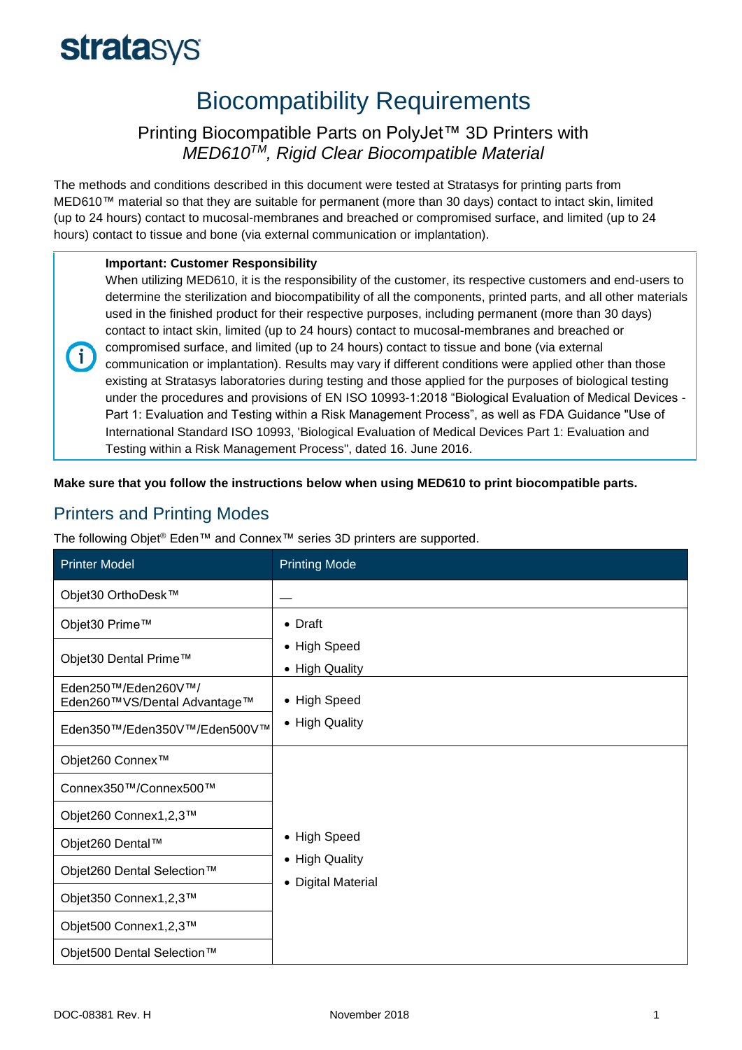# Biocompatibility Requirements

## Printing Biocompatible Parts on PolyJet™ 3D Printers with *MED610™, Rigid Clear Biocompatible Material*

The methods and conditions described in this document were tested at Stratasys for printing parts from MED610™ material so that they are suitable for permanent (more than 30 days) contact to intact skin, limited (up to 24 hours) contact to mucosal-membranes and breached or compromised surface, and limited (up to 24 hours) contact to tissue and bone (via external communication or implantation).

> **Important: Customer Responsibility**
> When utilizing MED610, it is the responsibility of the customer, its respective customers and end-users to determine the sterilization and biocompatibility of all the components, printed parts, and all other materials used in the finished product for their respective purposes, including permanent (more than 30 days) contact to intact skin, limited (up to 24 hours) contact to mucosal-membranes and breached or compromised surface, and limited (up to 24 hours) contact to tissue and bone (via external communication or implantation). Results may vary if different conditions were applied other than those existing at Stratasys laboratories during testing and those applied for the purposes of biological testing under the procedures and provisions of EN ISO 10993-1:2018 "Biological Evaluation of Medical Devices - Part 1: Evaluation and Testing within a Risk Management Process", as well as FDA Guidance "Use of International Standard ISO 10993, 'Biological Evaluation of Medical Devices Part 1: Evaluation and Testing within a Risk Management Process", dated 16. June 2016.

**Make sure that you follow the instructions below when using MED610 to print biocompatible parts.**

## Printers and Printing Modes

The following Objet® Eden™ and Connex™ series 3D printers are supported.

| Printer Model | Printing Mode |
|---|---|
| Objet30 OrthoDesk™ | — |
| Objet30 Prime™ | • Draft • High Speed • High Quality |
| Objet30 Dental Prime™ | |
| Eden250™/Eden260V™/ Eden260™VS/Dental Advantage™ | • High Speed • High Quality |
| Eden350™/Eden350V™/Eden500V™ | |
| Objet260 Connex™ | • High Speed • High Quality • Digital Material |
| Connex350™/Connex500™ | |
| Objet260 Connex1,2,3™ | |
| Objet260 Dental™ | |
| Objet260 Dental Selection™ | |
| Objet350 Connex1,2,3™ | |
| Objet500 Connex1,2,3™ | |
| Objet500 Dental Selection™ | |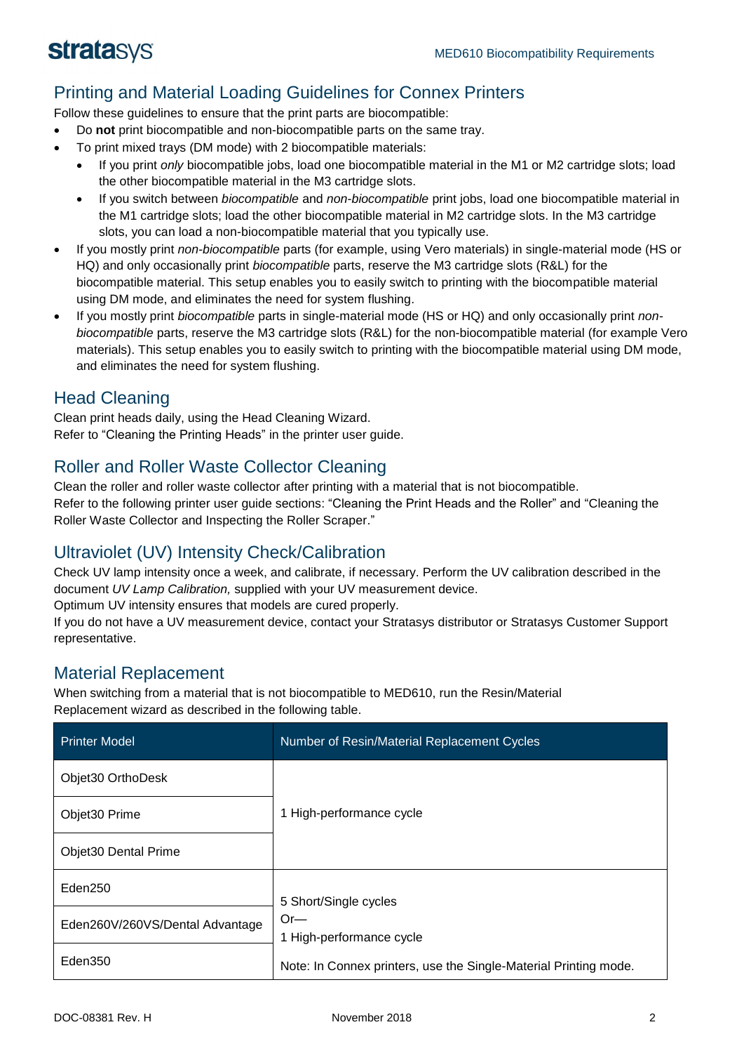## Printing and Material Loading Guidelines for Connex Printers

Follow these guidelines to ensure that the print parts are biocompatible:

- Do **not** print biocompatible and non-biocompatible parts on the same tray.
- To print mixed trays (DM mode) with 2 biocompatible materials:
  - If you print *only* biocompatible jobs, load one biocompatible material in the M1 or M2 cartridge slots; load the other biocompatible material in the M3 cartridge slots.
  - If you switch between *biocompatible* and *non-biocompatible* print jobs, load one biocompatible material in the M1 cartridge slots; load the other biocompatible material in M2 cartridge slots. In the M3 cartridge slots, you can load a non-biocompatible material that you typically use.
- If you mostly print *non-biocompatible* parts (for example, using Vero materials) in single-material mode (HS or HQ) and only occasionally print *biocompatible* parts, reserve the M3 cartridge slots (R&L) for the biocompatible material. This setup enables you to easily switch to printing with the biocompatible material using DM mode, and eliminates the need for system flushing.
- If you mostly print *biocompatible* parts in single-material mode (HS or HQ) and only occasionally print *non-biocompatible* parts, reserve the M3 cartridge slots (R&L) for the non-biocompatible material (for example Vero materials). This setup enables you to easily switch to printing with the biocompatible material using DM mode, and eliminates the need for system flushing.

## Head Cleaning

Clean print heads daily, using the Head Cleaning Wizard.
Refer to "Cleaning the Printing Heads" in the printer user guide.

## Roller and Roller Waste Collector Cleaning

Clean the roller and roller waste collector after printing with a material that is not biocompatible.
Refer to the following printer user guide sections: "Cleaning the Print Heads and the Roller" and "Cleaning the Roller Waste Collector and Inspecting the Roller Scraper."

## Ultraviolet (UV) Intensity Check/Calibration

Check UV lamp intensity once a week, and calibrate, if necessary. Perform the UV calibration described in the document *UV Lamp Calibration,* supplied with your UV measurement device.
Optimum UV intensity ensures that models are cured properly.
If you do not have a UV measurement device, contact your Stratasys distributor or Stratasys Customer Support representative.

## Material Replacement

When switching from a material that is not biocompatible to MED610, run the Resin/Material Replacement wizard as described in the following table.

| Printer Model | Number of Resin/Material Replacement Cycles |
|---|---|
| Objet30 OrthoDesk | 1 High-performance cycle |
| Objet30 Prime | |
| Objet30 Dental Prime | |
| Eden250 | 5 Short/Single cycles<br>Or—<br>1 High-performance cycle<br><br>Note: In Connex printers, use the Single-Material Printing mode. |
| Eden260V/260VS/Dental Advantage | |
| Eden350 | |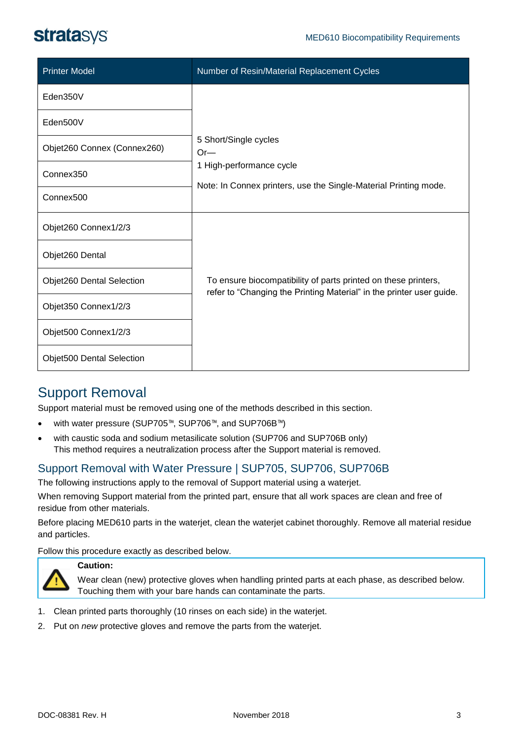| Printer Model | Number of Resin/Material Replacement Cycles |
| --- | --- |
| Eden350V | 5 Short/Single cycles<br>Or—<br>1 High-performance cycle<br><br>Note: In Connex printers, use the Single-Material Printing mode. |
| Eden500V | |
| Objet260 Connex (Connex260) | |
| Connex350 | |
| Connex500 | |
| Objet260 Connex1/2/3 | To ensure biocompatibility of parts printed on these printers, refer to “Changing the Printing Material” in the printer user guide. |
| Objet260 Dental | |
| Objet260 Dental Selection | |
| Objet350 Connex1/2/3 | |
| Objet500 Connex1/2/3 | |
| Objet500 Dental Selection | |

## Support Removal

Support material must be removed using one of the methods described in this section.

- with water pressure (SUP705™, SUP706™, and SUP706B™)
- with caustic soda and sodium metasilicate solution (SUP706 and SUP706B only)
  This method requires a neutralization process after the Support material is removed.

### Support Removal with Water Pressure | SUP705, SUP706, SUP706B

The following instructions apply to the removal of Support material using a waterjet.

When removing Support material from the printed part, ensure that all work spaces are clean and free of residue from other materials.

Before placing MED610 parts in the waterjet, clean the waterjet cabinet thoroughly. Remove all material residue and particles.

Follow this procedure exactly as described below.

> **Caution:**
> Wear clean (new) protective gloves when handling printed parts at each phase, as described below. Touching them with your bare hands can contaminate the parts.

1. Clean printed parts thoroughly (10 rinses on each side) in the waterjet.
2. Put on *new* protective gloves and remove the parts from the waterjet.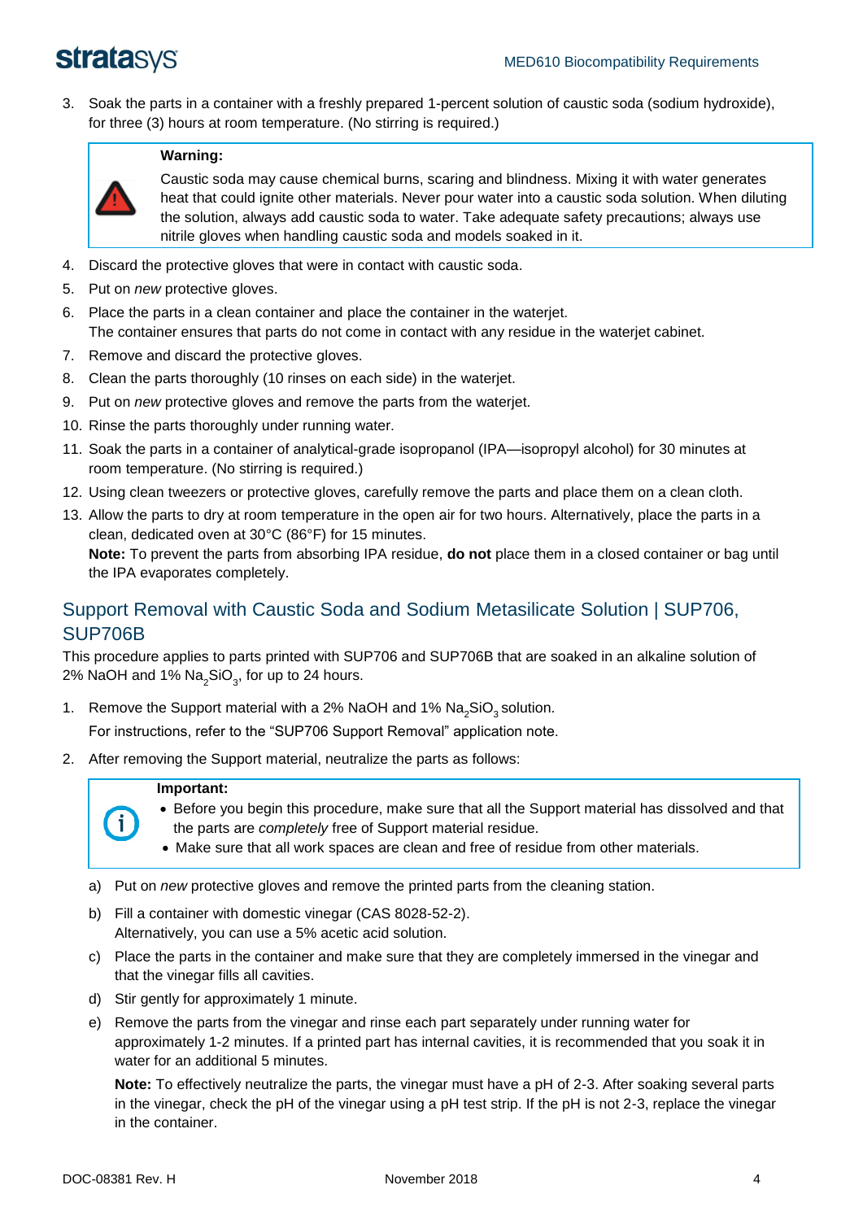3. Soak the parts in a container with a freshly prepared 1-percent solution of caustic soda (sodium hydroxide), for three (3) hours at room temperature. (No stirring is required.)

> **Warning:**
>
> Caustic soda may cause chemical burns, scaring and blindness. Mixing it with water generates heat that could ignite other materials. Never pour water into a caustic soda solution. When diluting the solution, always add caustic soda to water. Take adequate safety precautions; always use nitrile gloves when handling caustic soda and models soaked in it.

4. Discard the protective gloves that were in contact with caustic soda.
5. Put on *new* protective gloves.
6. Place the parts in a clean container and place the container in the waterjet.
   The container ensures that parts do not come in contact with any residue in the waterjet cabinet.
7. Remove and discard the protective gloves.
8. Clean the parts thoroughly (10 rinses on each side) in the waterjet.
9. Put on *new* protective gloves and remove the parts from the waterjet.
10. Rinse the parts thoroughly under running water.
11. Soak the parts in a container of analytical-grade isopropanol (IPA—isopropyl alcohol) for 30 minutes at room temperature. (No stirring is required.)
12. Using clean tweezers or protective gloves, carefully remove the parts and place them on a clean cloth.
13. Allow the parts to dry at room temperature in the open air for two hours. Alternatively, place the parts in a clean, dedicated oven at 30°C (86°F) for 15 minutes.
    **Note:** To prevent the parts from absorbing IPA residue, **do not** place them in a closed container or bag until the IPA evaporates completely.

## Support Removal with Caustic Soda and Sodium Metasilicate Solution | SUP706, SUP706B

This procedure applies to parts printed with SUP706 and SUP706B that are soaked in an alkaline solution of 2% NaOH and 1% $Na_2SiO_3$, for up to 24 hours.

1. Remove the Support material with a 2% NaOH and 1% $Na_2SiO_3$ solution.
   For instructions, refer to the "SUP706 Support Removal" application note.
2. After removing the Support material, neutralize the parts as follows:

> **Important:**
>
> - Before you begin this procedure, make sure that all the Support material has dissolved and that the parts are *completely* free of Support material residue.
> - Make sure that all work spaces are clean and free of residue from other materials.

a) Put on *new* protective gloves and remove the printed parts from the cleaning station.

b) Fill a container with domestic vinegar (CAS 8028-52-2).
   Alternatively, you can use a 5% acetic acid solution.

c) Place the parts in the container and make sure that they are completely immersed in the vinegar and that the vinegar fills all cavities.

d) Stir gently for approximately 1 minute.

e) Remove the parts from the vinegar and rinse each part separately under running water for approximately 1-2 minutes. If a printed part has internal cavities, it is recommended that you soak it in water for an additional 5 minutes.

   **Note:** To effectively neutralize the parts, the vinegar must have a pH of 2-3. After soaking several parts in the vinegar, check the pH of the vinegar using a pH test strip. If the pH is not 2-3, replace the vinegar in the container.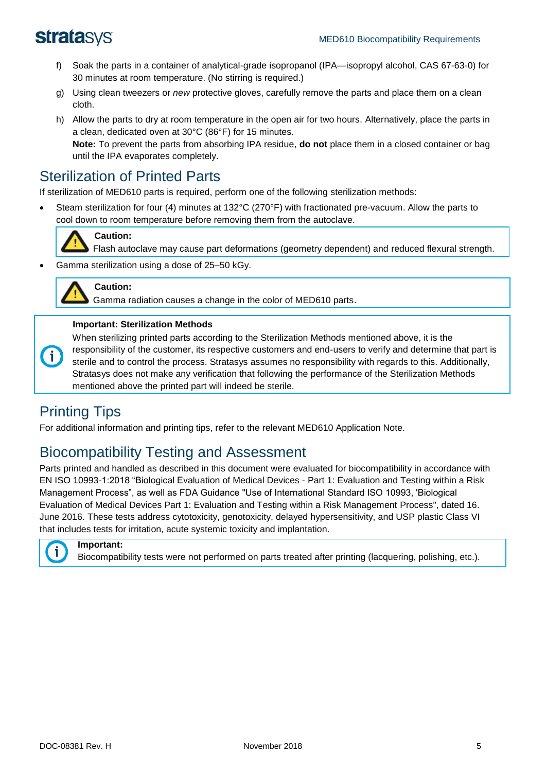f) Soak the parts in a container of analytical-grade isopropanol (IPA—isopropyl alcohol, CAS 67-63-0) for 30 minutes at room temperature. (No stirring is required.)

g) Using clean tweezers or *new* protective gloves, carefully remove the parts and place them on a clean cloth.

h) Allow the parts to dry at room temperature in the open air for two hours. Alternatively, place the parts in a clean, dedicated oven at 30°C (86°F) for 15 minutes.
**Note:** To prevent the parts from absorbing IPA residue, **do not** place them in a closed container or bag until the IPA evaporates completely.

## Sterilization of Printed Parts

If sterilization of MED610 parts is required, perform one of the following sterilization methods:

- Steam sterilization for four (4) minutes at 132°C (270°F) with fractionated pre-vacuum. Allow the parts to cool down to room temperature before removing them from the autoclave.

> **Caution:**
> Flash autoclave may cause part deformations (geometry dependent) and reduced flexural strength.

- Gamma sterilization using a dose of 25–50 kGy.

> **Caution:**
> Gamma radiation causes a change in the color of MED610 parts.

> **Important: Sterilization Methods**
> When sterilizing printed parts according to the Sterilization Methods mentioned above, it is the responsibility of the customer, its respective customers and end-users to verify and determine that part is sterile and to control the process. Stratasys assumes no responsibility with regards to this. Additionally, Stratasys does not make any verification that following the performance of the Sterilization Methods mentioned above the printed part will indeed be sterile.

## Printing Tips

For additional information and printing tips, refer to the relevant MED610 Application Note.

## Biocompatibility Testing and Assessment

Parts printed and handled as described in this document were evaluated for biocompatibility in accordance with EN ISO 10993-1:2018 “Biological Evaluation of Medical Devices - Part 1: Evaluation and Testing within a Risk Management Process”, as well as FDA Guidance "Use of International Standard ISO 10993, 'Biological Evaluation of Medical Devices Part 1: Evaluation and Testing within a Risk Management Process", dated 16. June 2016. These tests address cytotoxicity, genotoxicity, delayed hypersensitivity, and USP plastic Class VI that includes tests for irritation, acute systemic toxicity and implantation.

> **Important:**
> Biocompatibility tests were not performed on parts treated after printing (lacquering, polishing, etc.).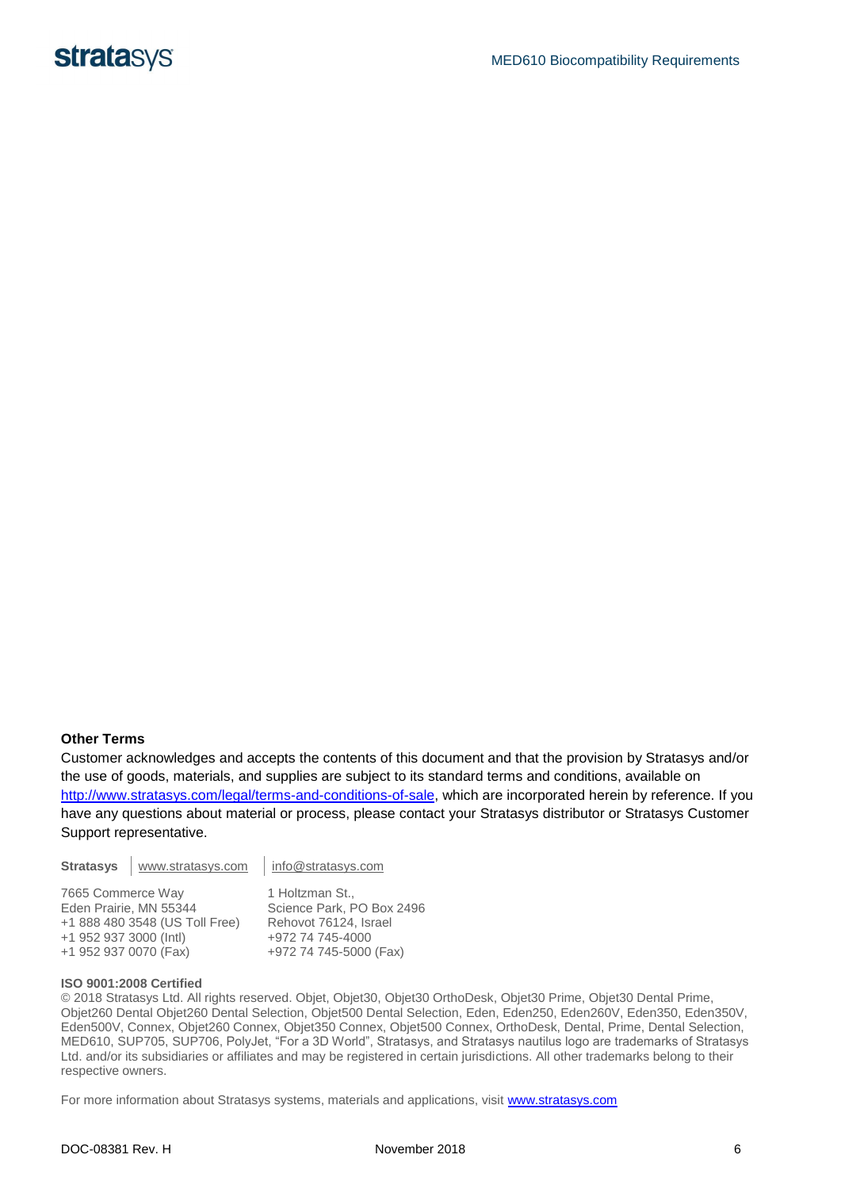**Other Terms**

Customer acknowledges and accepts the contents of this document and that the provision by Stratasys and/or the use of goods, materials, and supplies are subject to its standard terms and conditions, available on http://www.stratasys.com/legal/terms-and-conditions-of-sale, which are incorporated herein by reference. If you have any questions about material or process, please contact your Stratasys distributor or Stratasys Customer Support representative.

**Stratasys** | www.stratasys.com | info@stratasys.com

7665 Commerce Way
Eden Prairie, MN 55344
+1 888 480 3548 (US Toll Free)
+1 952 937 3000 (Intl)
+1 952 937 0070 (Fax)

1 Holtzman St.,
Science Park, PO Box 2496
Rehovot 76124, Israel
+972 74 745-4000
+972 74 745-5000 (Fax)

**ISO 9001:2008 Certified**

© 2018 Stratasys Ltd. All rights reserved. Objet, Objet30, Objet30 OrthoDesk, Objet30 Prime, Objet30 Dental Prime, Objet260 Dental Objet260 Dental Selection, Objet500 Dental Selection, Eden, Eden250, Eden260V, Eden350, Eden350V, Eden500V, Connex, Objet260 Connex, Objet350 Connex, Objet500 Connex, OrthoDesk, Dental, Prime, Dental Selection, MED610, SUP705, SUP706, PolyJet, "For a 3D World", Stratasys, and Stratasys nautilus logo are trademarks of Stratasys Ltd. and/or its subsidiaries or affiliates and may be registered in certain jurisdictions. All other trademarks belong to their respective owners.

For more information about Stratasys systems, materials and applications, visit www.stratasys.com

DOC-08381 Rev. H November 2018